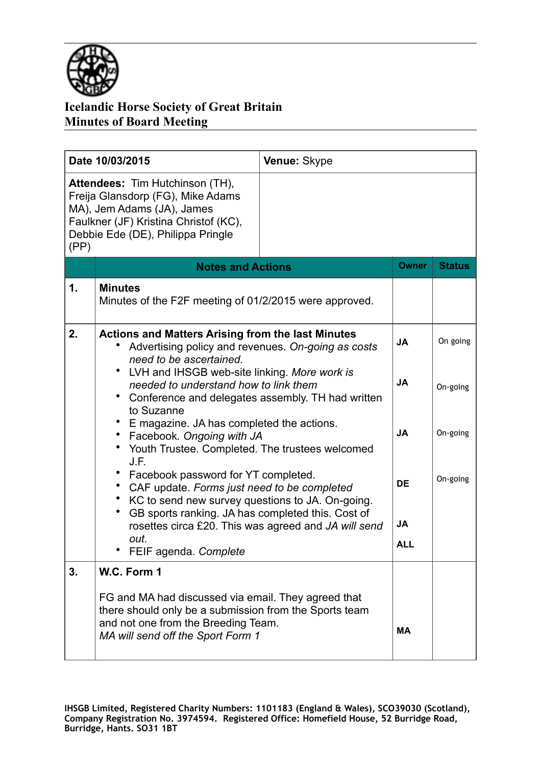# Icelandic Horse Society of Great Britain
## Minutes of Board Meeting

| **Date 10/03/2015** | **Venue:** Skype |
|---|---|
| **Attendees:** Tim Hutchinson (TH), Freija Glansdorp (FG), Mike Adams MA), Jem Adams (JA), James Faulkner (JF) Kristina Christof (KC), Debbie Ede (DE), Philippa Pringle (PP) | |

| | **Notes and Actions** | **Owner** | **Status** |
|---|---|---|---|
| **1.** | **Minutes**<br>Minutes of the F2F meeting of 01/2/2015 were approved. | | |
| **2.** | **Actions and Matters Arising from the last Minutes**<br>• Advertising policy and revenues. *On-going as costs need to be ascertained.*<br>• LVH and IHSGB web-site linking. *More work is needed to understand how to link them*<br>• Conference and delegates assembly. TH had written to Suzanne<br>• E magazine. JA has completed the actions.<br>• Facebook. *Ongoing with JA*<br>• Youth Trustee. Completed. The trustees welcomed J.F.<br>• Facebook password for YT completed.<br>• CAF update. *Forms just need to be completed*<br>• KC to send new survey questions to JA. On-going.<br>• GB sports ranking. JA has completed this. Cost of rosettes circa £20. This was agreed and *JA will send out.*<br>• FEIF agenda. *Complete* | **JA**<br><br>**JA**<br><br>**JA**<br><br>**DE**<br><br>**JA**<br><br>**ALL** | On going<br><br>On-going<br><br>On-going<br><br>On-going |
| **3.** | **W.C. Form 1**<br><br>FG and MA had discussed via email. They agreed that there should only be a submission from the Sports team and not one from the Breeding Team.<br>*MA will send off the Sport Form 1* | **MA** | |

IHSGB Limited, Registered Charity Numbers: 1101183 (England & Wales), SCO39030 (Scotland), Company Registration No. 3974594. Registered Office: Homefield House, 52 Burridge Road, Burridge, Hants. SO31 1BT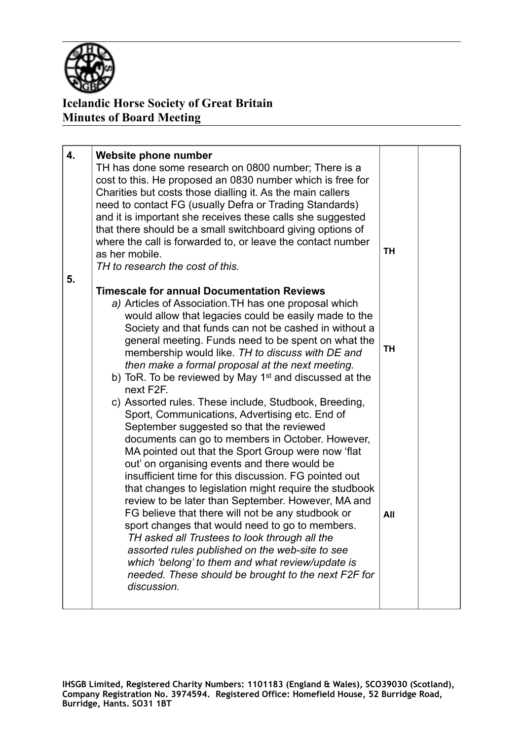**Icelandic Horse Society of Great Britain**
**Minutes of Board Meeting**

| | | | |
|---|---|---|---|
| 4. | **Website phone number**<br>TH has done some research on 0800 number; There is a cost to this. He proposed an 0830 number which is free for Charities but costs those dialling it. As the main callers need to contact FG (usually Defra or Trading Standards) and it is important she receives these calls she suggested that there should be a small switchboard giving options of where the call is forwarded to, or leave the contact number as her mobile.<br>*TH to research the cost of this.* | **TH** | |
| 5. | **Timescale for annual Documentation Reviews**<br>*a)* Articles of Association.TH has one proposal which would allow that legacies could be easily made to the Society and that funds can not be cashed in without a general meeting. Funds need to be spent on what the membership would like. *TH to discuss with DE and then make a formal proposal at the next meeting.* | **TH** | |
| | b) ToR. To be reviewed by May 1st and discussed at the next F2F. | | |
| | c) Assorted rules. These include, Studbook, Breeding, Sport, Communications, Advertising etc. End of September suggested so that the reviewed documents can go to members in October. However, MA pointed out that the Sport Group were now 'flat out' on organising events and there would be insufficient time for this discussion. FG pointed out that changes to legislation might require the studbook review to be later than September. However, MA and FG believe that there will not be any studbook or sport changes that would need to go to members.<br>*TH asked all Trustees to look through all the assorted rules published on the web-site to see which 'belong' to them and what review/update is needed. These should be brought to the next F2F for discussion.* | **All** | |

IHSGB Limited, Registered Charity Numbers: 1101183 (England & Wales), SCO39030 (Scotland), Company Registration No. 3974594. Registered Office: Homefield House, 52 Burridge Road, Burridge, Hants. SO31 1BT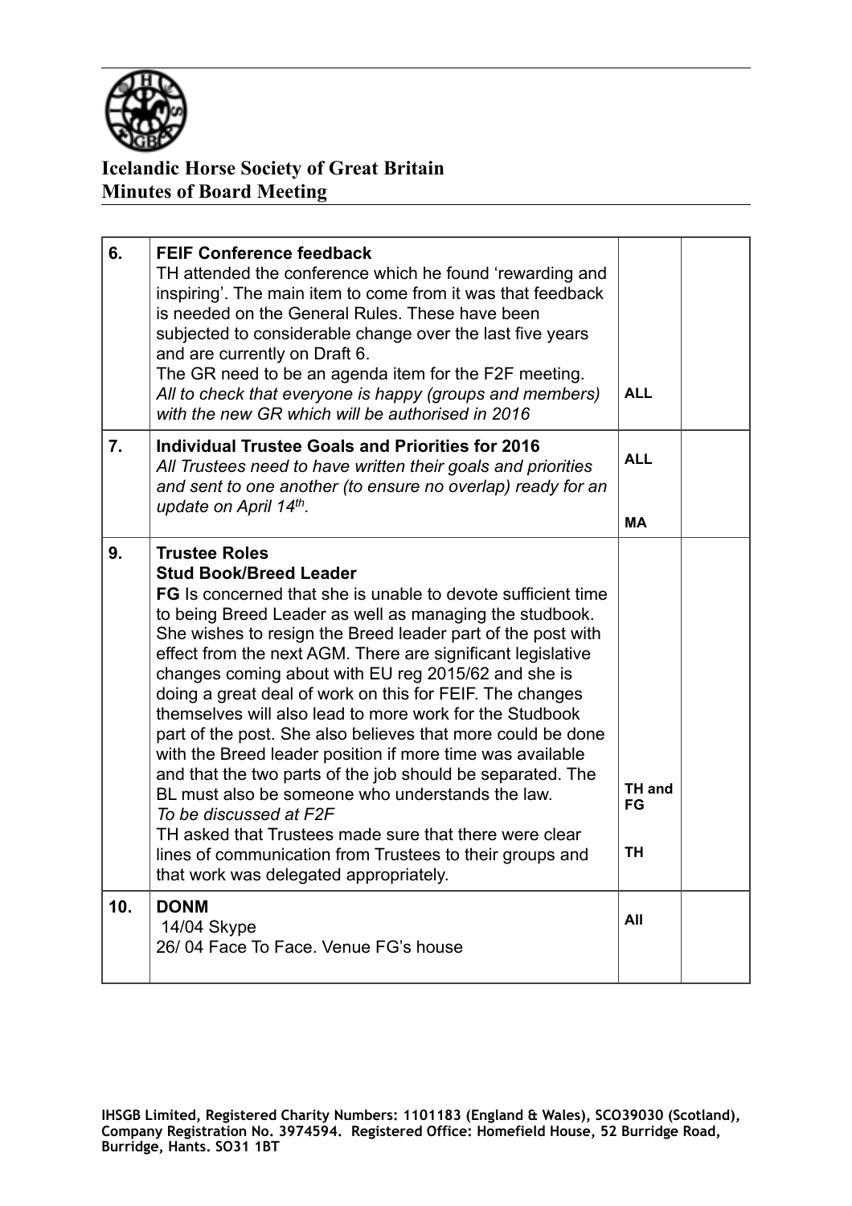**Icelandic Horse Society of Great Britain**
**Minutes of Board Meeting**

| | | | |
|---|---|---|---|
| 6. | **FEIF Conference feedback**<br>TH attended the conference which he found 'rewarding and inspiring'. The main item to come from it was that feedback is needed on the General Rules. These have been subjected to considerable change over the last five years and are currently on Draft 6.<br>The GR need to be an agenda item for the F2F meeting.<br>*All to check that everyone is happy (groups and members) with the new GR which will be authorised in 2016* | **ALL** | |
| 7. | **Individual Trustee Goals and Priorities for 2016**<br>*All Trustees need to have written their goals and priorities and sent to one another (to ensure no overlap) ready for an update on April 14th.* | **ALL**<br><br>**MA** | |
| 9. | **Trustee Roles**<br>**Stud Book/Breed Leader**<br>**FG** Is concerned that she is unable to devote sufficient time to being Breed Leader as well as managing the studbook. She wishes to resign the Breed leader part of the post with effect from the next AGM. There are significant legislative changes coming about with EU reg 2015/62 and she is doing a great deal of work on this for FEIF. The changes themselves will also lead to more work for the Studbook part of the post. She also believes that more could be done with the Breed leader position if more time was available and that the two parts of the job should be separated. The BL must also be someone who understands the law.<br>*To be discussed at F2F*<br>TH asked that Trustees made sure that there were clear lines of communication from Trustees to their groups and that work was delegated appropriately. | **TH and FG**<br><br>**TH** | |
| 10. | **DONM**<br>14/04 Skype<br>26/ 04 Face To Face. Venue FG's house | **All** | |

IHSGB Limited, Registered Charity Numbers: 1101183 (England & Wales), SCO39030 (Scotland), Company Registration No. 3974594. Registered Office: Homefield House, 52 Burridge Road, Burridge, Hants. SO31 1BT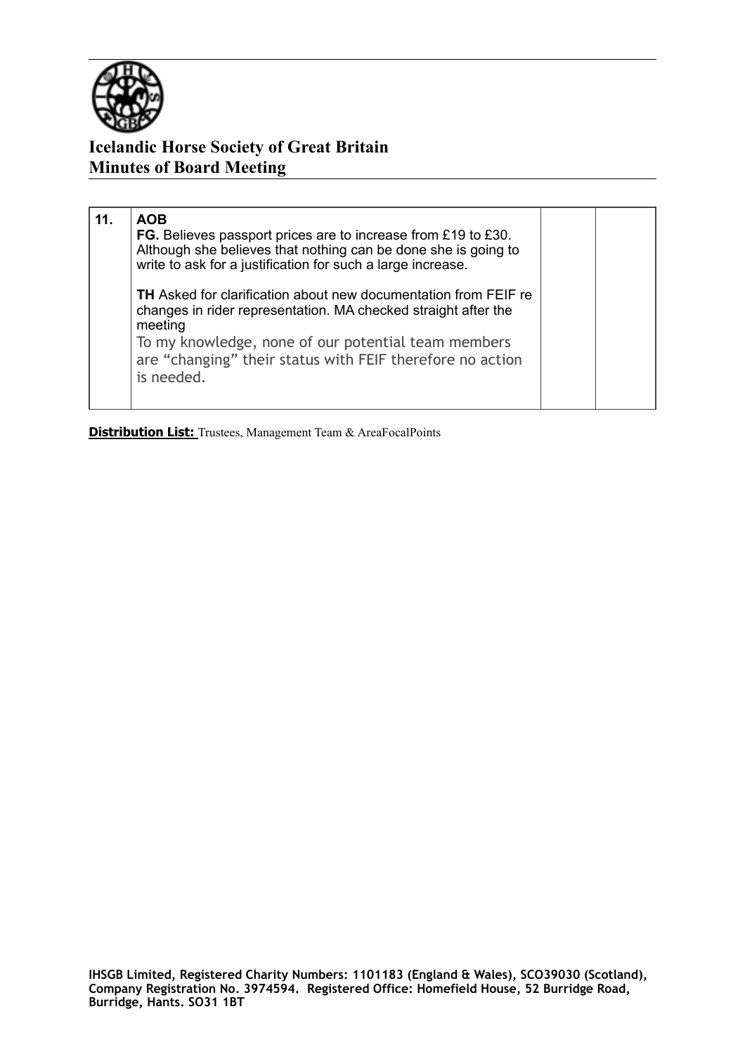**Icelandic Horse Society of Great Britain**
**Minutes of Board Meeting**

| | | | |
|---|---|---|---|
| 11. | **AOB**<br>**FG.** Believes passport prices are to increase from £19 to £30. Although she believes that nothing can be done she is going to write to ask for a justification for such a large increase.<br><br>**TH** Asked for clarification about new documentation from FEIF re changes in rider representation. MA checked straight after the meeting<br>To my knowledge, none of our potential team members are "changing" their status with FEIF therefore no action is needed. | | |

**Distribution List:** Trustees, Management Team & AreaFocalPoints

IHSGB Limited, Registered Charity Numbers: 1101183 (England & Wales), SCO39030 (Scotland), Company Registration No. 3974594. Registered Office: Homefield House, 52 Burridge Road, Burridge, Hants. SO31 1BT